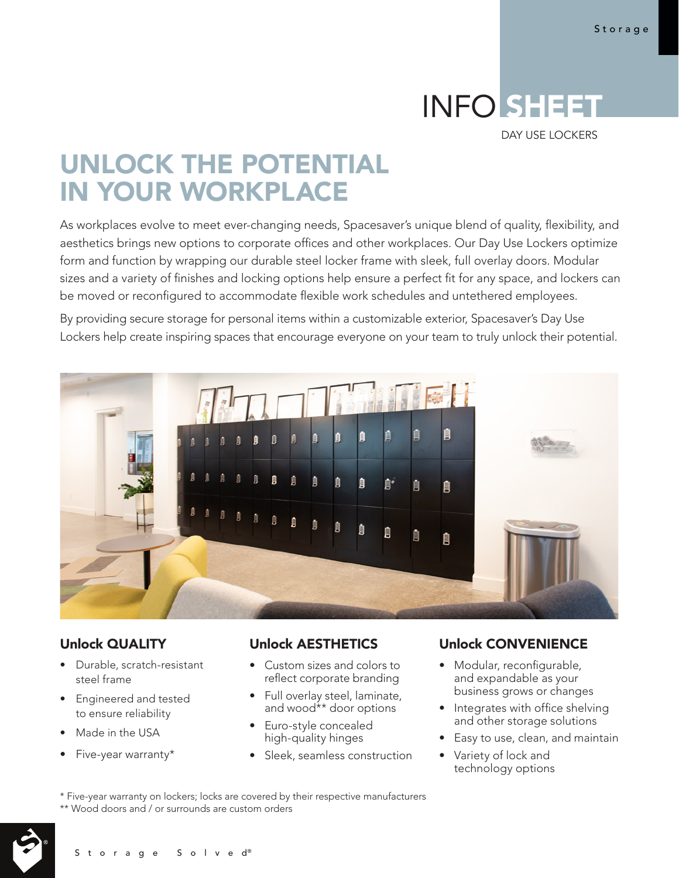# INFO SHEET

DAY USE LOCKERS

## UNLOCK THE POTENTIAL IN YOUR WORKPLACE

As workplaces evolve to meet ever-changing needs, Spacesaver's unique blend of quality, flexibility, and aesthetics brings new options to corporate offices and other workplaces. Our Day Use Lockers optimize form and function by wrapping our durable steel locker frame with sleek, full overlay doors. Modular sizes and a variety of finishes and locking options help ensure a perfect fit for any space, and lockers can be moved or reconfigured to accommodate flexible work schedules and untethered employees.

By providing secure storage for personal items within a customizable exterior, Spacesaver's Day Use Lockers help create inspiring spaces that encourage everyone on your team to truly unlock their potential.

### Unlock QUALITY

- Durable, scratch-resistant steel frame
- Engineered and tested to ensure reliability
- Made in the USA
- Five-year warranty*

### Unlock AESTHETICS

- Custom sizes and colors to reflect corporate branding
- Full overlay steel, laminate, and wood** door options
- Euro-style concealed high-quality hinges
- Sleek, seamless construction

### Unlock CONVENIENCE

- Modular, reconfigurable, and expandable as your business grows or changes
- Integrates with office shelving and other storage solutions
- Easy to use, clean, and maintain
- Variety of lock and technology options

\* Five-year warranty on lockers; locks are covered by their respective manufacturers
\*\* Wood doors and / or surrounds are custom orders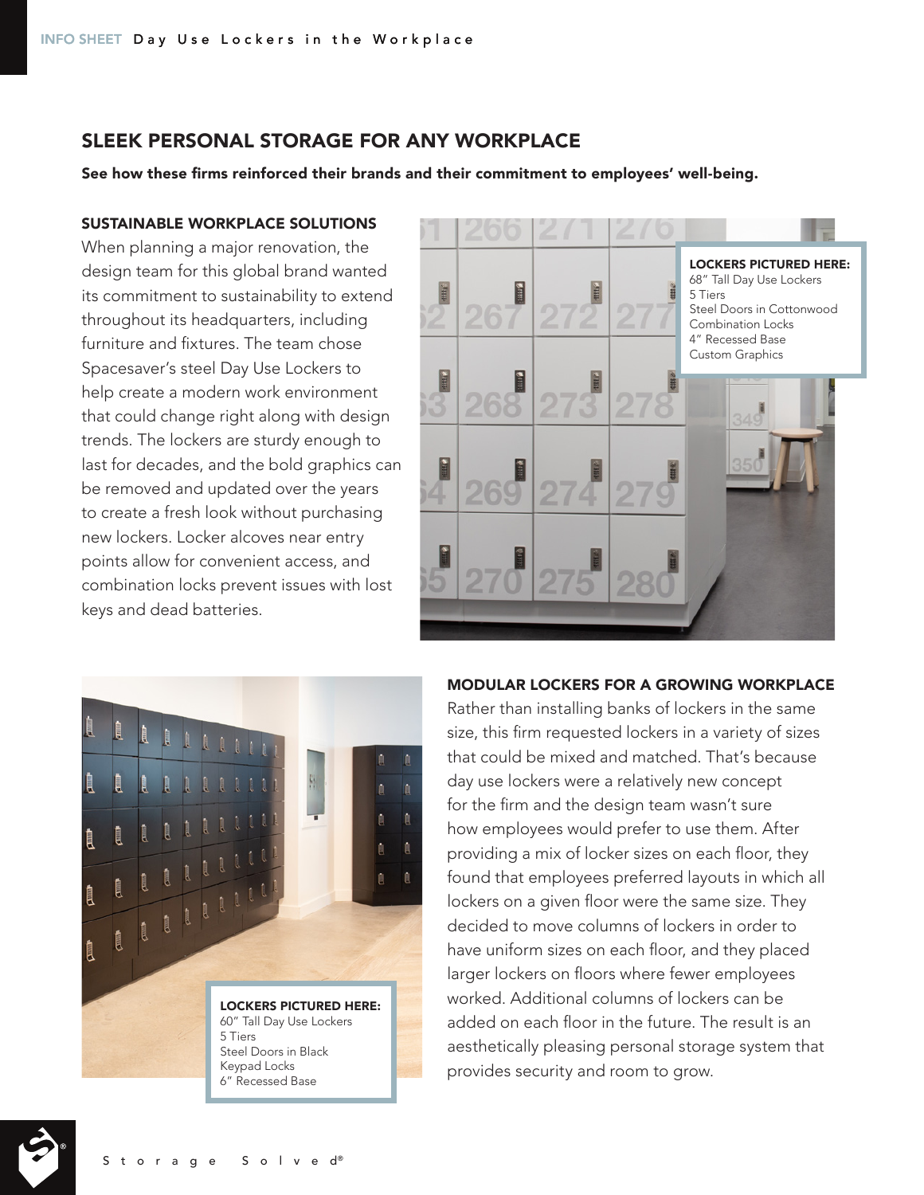## SLEEK PERSONAL STORAGE FOR ANY WORKPLACE

**See how these firms reinforced their brands and their commitment to employees' well-being.**

### SUSTAINABLE WORKPLACE SOLUTIONS

When planning a major renovation, the design team for this global brand wanted its commitment to sustainability to extend throughout its headquarters, including furniture and fixtures. The team chose Spacesaver's steel Day Use Lockers to help create a modern work environment that could change right along with design trends. The lockers are sturdy enough to last for decades, and the bold graphics can be removed and updated over the years to create a fresh look without purchasing new lockers. Locker alcoves near entry points allow for convenient access, and combination locks prevent issues with lost keys and dead batteries.

**LOCKERS PICTURED HERE:**
68" Tall Day Use Lockers
5 Tiers
Steel Doors in Cottonwood
Combination Locks
4" Recessed Base
Custom Graphics

### MODULAR LOCKERS FOR A GROWING WORKPLACE

Rather than installing banks of lockers in the same size, this firm requested lockers in a variety of sizes that could be mixed and matched. That's because day use lockers were a relatively new concept for the firm and the design team wasn't sure how employees would prefer to use them. After providing a mix of locker sizes on each floor, they found that employees preferred layouts in which all lockers on a given floor were the same size. They decided to move columns of lockers in order to have uniform sizes on each floor, and they placed larger lockers on floors where fewer employees worked. Additional columns of lockers can be added on each floor in the future. The result is an aesthetically pleasing personal storage system that provides security and room to grow.

**LOCKERS PICTURED HERE:**
60" Tall Day Use Lockers
5 Tiers
Steel Doors in Black
Keypad Locks
6" Recessed Base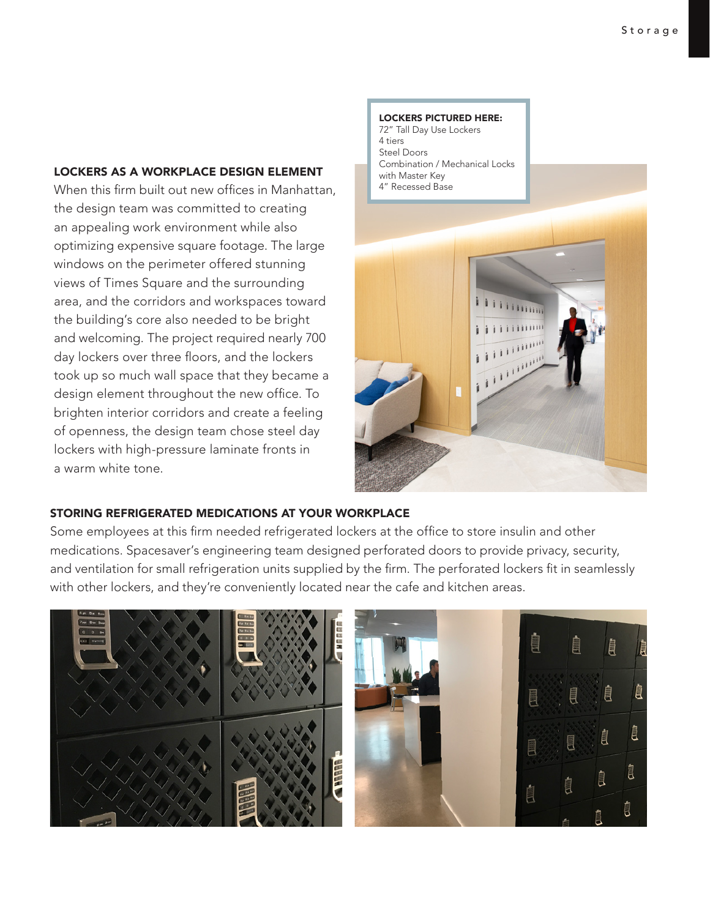## LOCKERS AS A WORKPLACE DESIGN ELEMENT

When this firm built out new offices in Manhattan, the design team was committed to creating an appealing work environment while also optimizing expensive square footage. The large windows on the perimeter offered stunning views of Times Square and the surrounding area, and the corridors and workspaces toward the building's core also needed to be bright and welcoming. The project required nearly 700 day lockers over three floors, and the lockers took up so much wall space that they became a design element throughout the new office. To brighten interior corridors and create a feeling of openness, the design team chose steel day lockers with high-pressure laminate fronts in a warm white tone.

**LOCKERS PICTURED HERE:**
72" Tall Day Use Lockers
4 tiers
Steel Doors
Combination / Mechanical Locks with Master Key
4" Recessed Base

## STORING REFRIGERATED MEDICATIONS AT YOUR WORKPLACE

Some employees at this firm needed refrigerated lockers at the office to store insulin and other medications. Spacesaver's engineering team designed perforated doors to provide privacy, security, and ventilation for small refrigeration units supplied by the firm. The perforated lockers fit in seamlessly with other lockers, and they're conveniently located near the cafe and kitchen areas.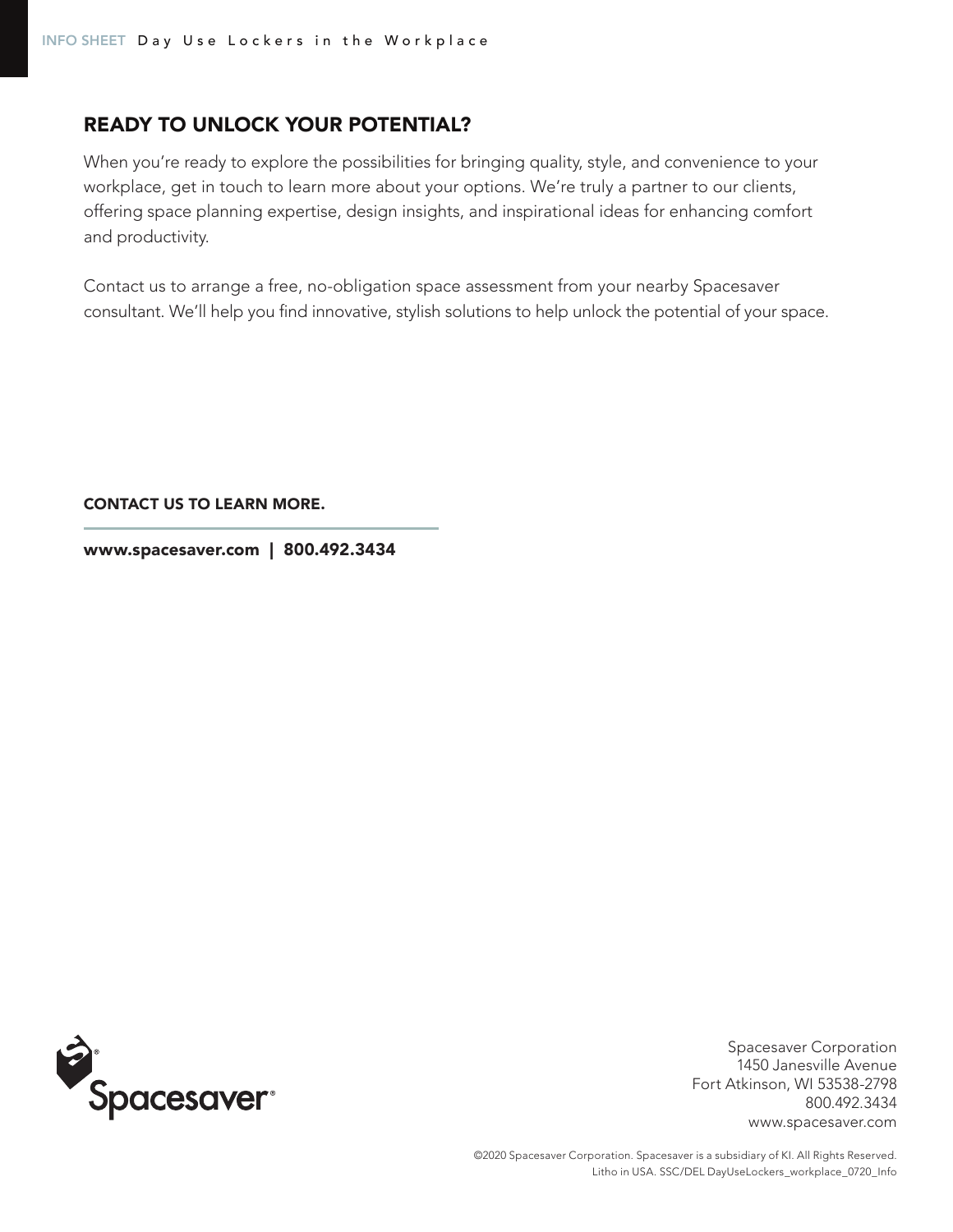## READY TO UNLOCK YOUR POTENTIAL?

When you're ready to explore the possibilities for bringing quality, style, and convenience to your workplace, get in touch to learn more about your options. We're truly a partner to our clients, offering space planning expertise, design insights, and inspirational ideas for enhancing comfort and productivity.

Contact us to arrange a free, no-obligation space assessment from your nearby Spacesaver consultant. We'll help you find innovative, stylish solutions to help unlock the potential of your space.

**CONTACT US TO LEARN MORE.**

**www.spacesaver.com | 800.492.3434**

Spacesaver Corporation
1450 Janesville Avenue
Fort Atkinson, WI 53538-2798
800.492.3434
www.spacesaver.com

©2020 Spacesaver Corporation. Spacesaver is a subsidiary of KI. All Rights Reserved.
Litho in USA. SSC/DEL DayUseLockers_workplace_0720_Info